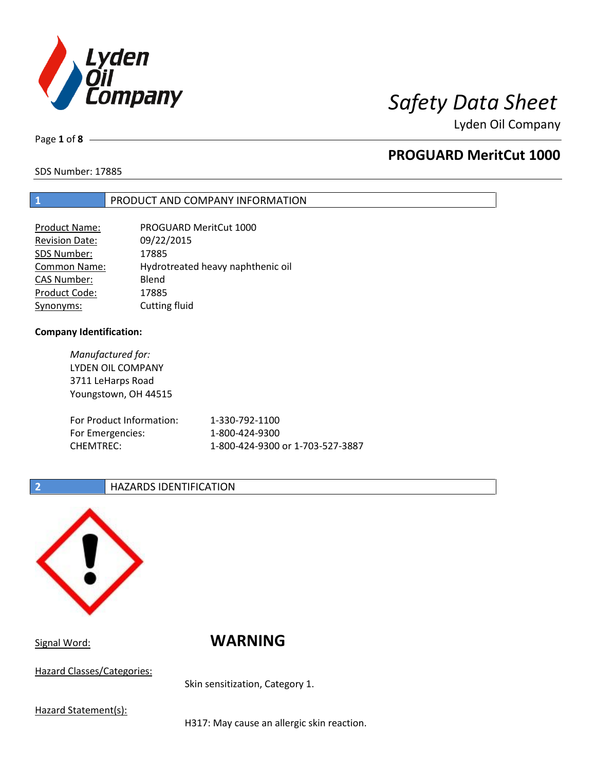# Safety Data Sheet

Lyden Oil Company

## PROGUARD MeritCut 1000

SDS Number: 17885

## 1 PRODUCT AND COMPANY INFORMATION

| | |
|---|---|
| Product Name: | PROGUARD MeritCut 1000 |
| Revision Date: | 09/22/2015 |
| SDS Number: | 17885 |
| Common Name: | Hydrotreated heavy naphthenic oil |
| CAS Number: | Blend |
| Product Code: | 17885 |
| Synonyms: | Cutting fluid |

**Company Identification:**

*Manufactured for:*
LYDEN OIL COMPANY
3711 LeHarps Road
Youngstown, OH 44515

| | |
|---|---|
| For Product Information: | 1-330-792-1100 |
| For Emergencies: | 1-800-424-9300 |
| CHEMTREC: | 1-800-424-9300 or 1-703-527-3887 |

## 2 HAZARDS IDENTIFICATION

Signal Word: **WARNING**

Hazard Classes/Categories:

Skin sensitization, Category 1.

Hazard Statement(s):

H317: May cause an allergic skin reaction.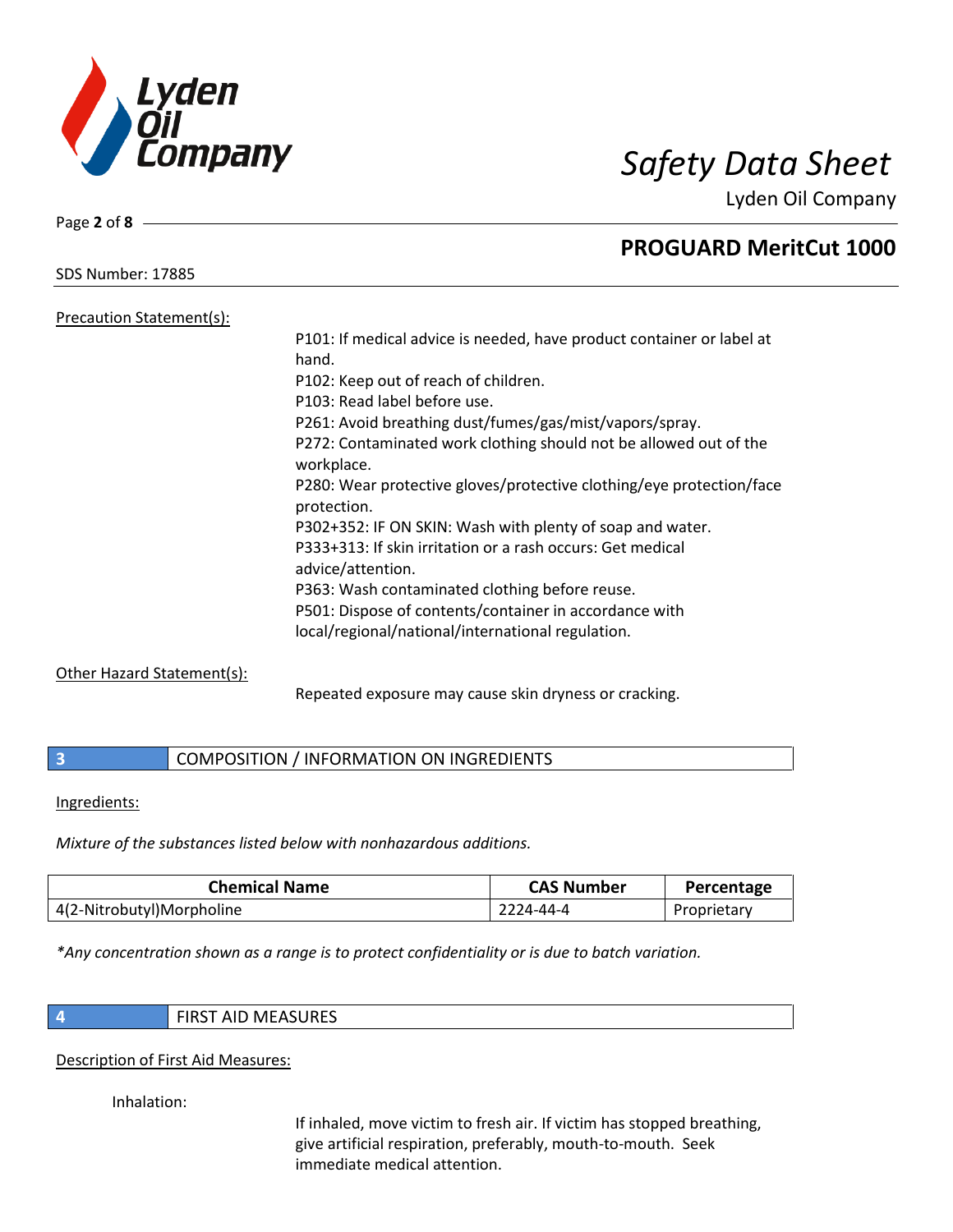Precation Statement(s):

P101: If medical advice is needed, have product container or label at hand.
P102: Keep out of reach of children.
P103: Read label before use.
P261: Avoid breathing dust/fumes/gas/mist/vapors/spray.
P272: Contaminated work clothing should not be allowed out of the workplace.
P280: Wear protective gloves/protective clothing/eye protection/face protection.
P302+352: IF ON SKIN: Wash with plenty of soap and water.
P333+313: If skin irritation or a rash occurs: Get medical advice/attention.
P363: Wash contaminated clothing before reuse.
P501: Dispose of contents/container in accordance with local/regional/national/international regulation.

Other Hazard Statement(s):

Repeated exposure may cause skin dryness or cracking.

## 3 COMPOSITION / INFORMATION ON INGREDIENTS

Ingredients:

*Mixture of the substances listed below with nonhazardous additions.*

| Chemical Name | CAS Number | Percentage |
|---|---|---|
| 4(2-Nitrobutyl)Morpholine | 2224-44-4 | Proprietary |

*\*Any concentration shown as a range is to protect confidentiality or is due to batch variation.*

## 4 FIRST AID MEASURES

Description of First Aid Measures:

Inhalation:

If inhaled, move victim to fresh air. If victim has stopped breathing, give artificial respiration, preferably, mouth-to-mouth. Seek immediate medical attention.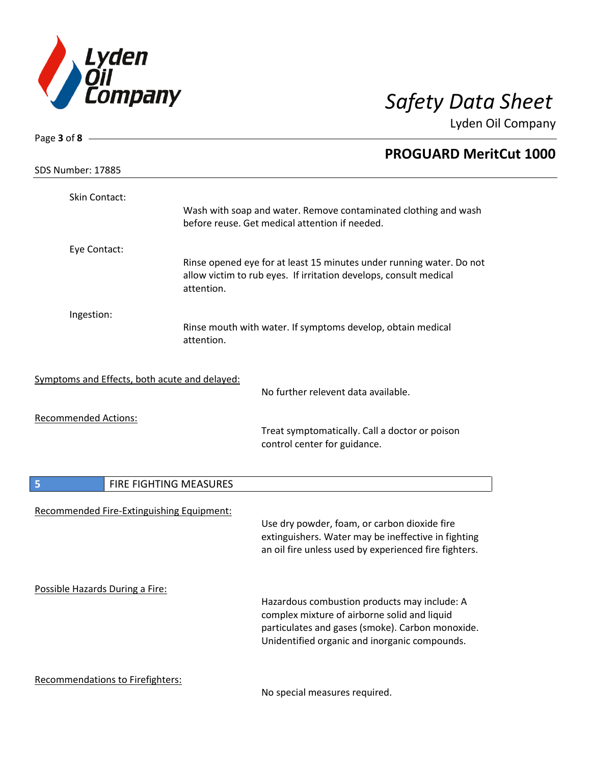Skin Contact:

Wash with soap and water. Remove contaminated clothing and wash before reuse. Get medical attention if needed.

Eye Contact:

Rinse opened eye for at least 15 minutes under running water. Do not allow victim to rub eyes. If irritation develops, consult medical attention.

Ingestion:

Rinse mouth with water. If symptoms develop, obtain medical attention.

Symptoms and Effects, both acute and delayed:

No further relevent data available.

Recommended Actions:

Treat symptomatically. Call a doctor or poison control center for guidance.

## 5 FIRE FIGHTING MEASURES

Recommended Fire-Extinguishing Equipment:

Use dry powder, foam, or carbon dioxide fire extinguishers. Water may be ineffective in fighting an oil fire unless used by experienced fire fighters.

Possible Hazards During a Fire:

Hazardous combustion products may include: A complex mixture of airborne solid and liquid particulates and gases (smoke). Carbon monoxide. Unidentified organic and inorganic compounds.

Recommendations to Firefighters:

No special measures required.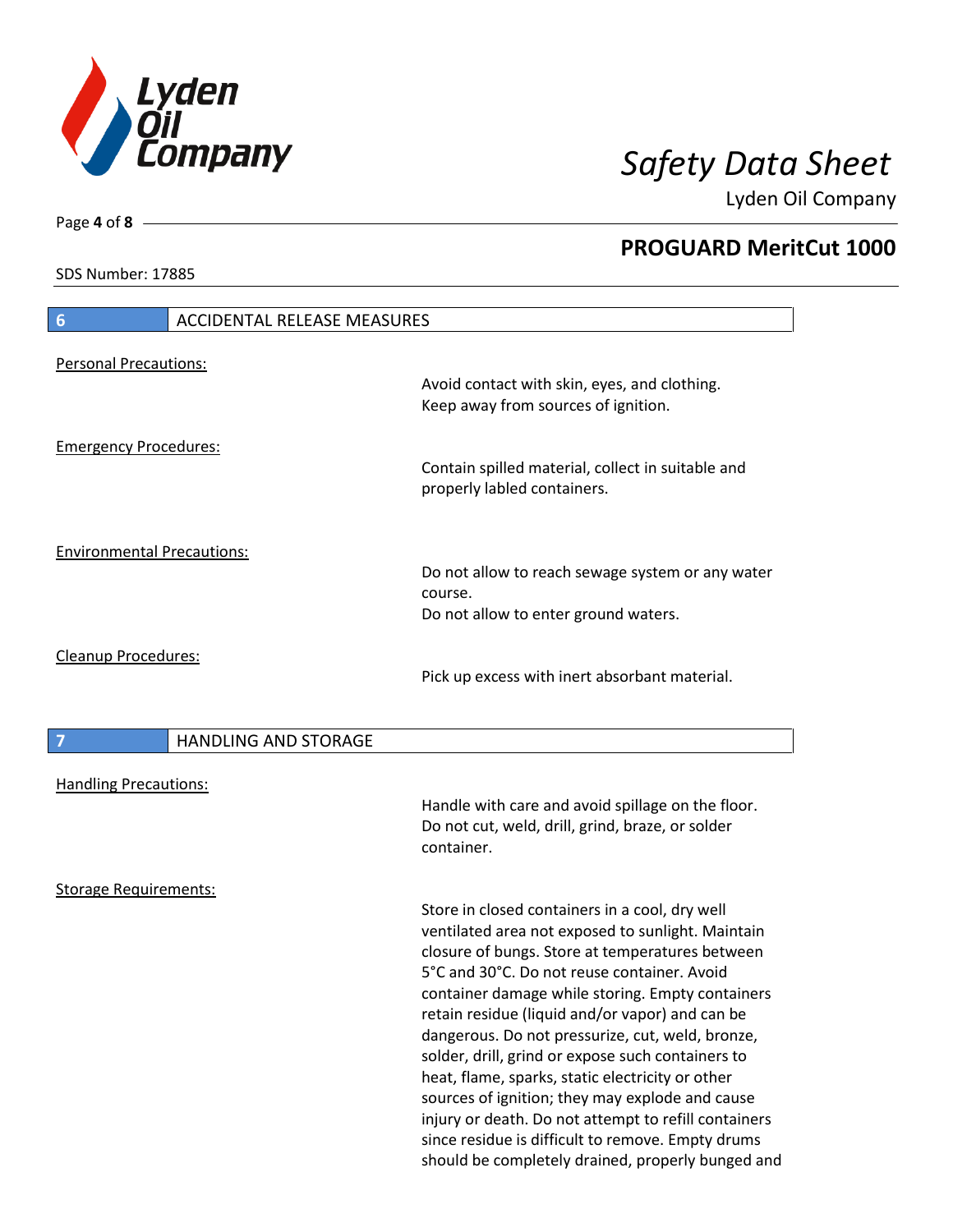## 6 ACCIDENTAL RELEASE MEASURES

Personal Precautions:

Avoid contact with skin, eyes, and clothing.
Keep away from sources of ignition.

Emergency Procedures:

Contain spilled material, collect in suitable and properly labled containers.

Environmental Precautions:

Do not allow to reach sewage system or any water course.
Do not allow to enter ground waters.

Cleanup Procedures:

Pick up excess with inert absorbant material.

## 7 HANDLING AND STORAGE

Handling Precautions:

Handle with care and avoid spillage on the floor.
Do not cut, weld, drill, grind, braze, or solder container.

Storage Requirements:

Store in closed containers in a cool, dry well ventilated area not exposed to sunlight. Maintain closure of bungs. Store at temperatures between 5°C and 30°C. Do not reuse container. Avoid container damage while storing. Empty containers retain residue (liquid and/or vapor) and can be dangerous. Do not pressurize, cut, weld, bronze, solder, drill, grind or expose such containers to heat, flame, sparks, static electricity or other sources of ignition; they may explode and cause injury or death. Do not attempt to refill containers since residue is difficult to remove. Empty drums should be completely drained, properly bunged and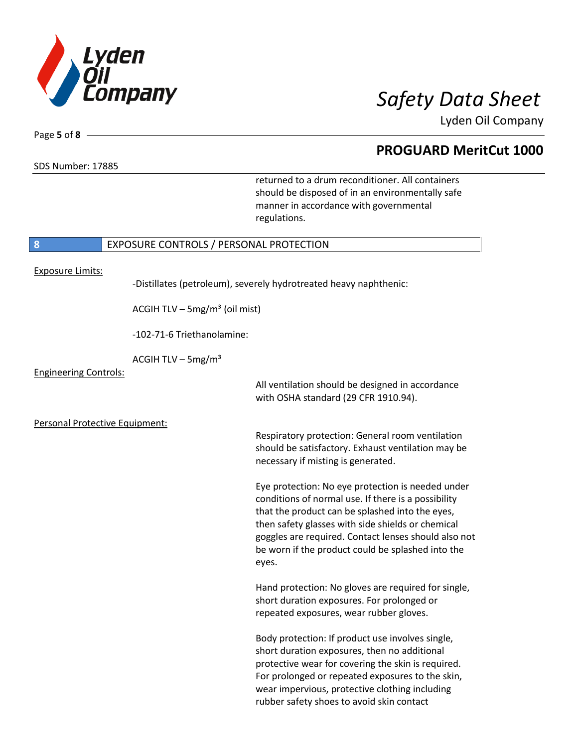returned to a drum reconditioner. All containers should be disposed of in an environmentally safe manner in accordance with governmental regulations.

## 8 EXPOSURE CONTROLS / PERSONAL PROTECTION

Exposure Limits:

-Distillates (petroleum), severely hydrotreated heavy naphthenic:

ACGIH TLV – 5mg/m³ (oil mist)

-102-71-6 Triethanolamine:

ACGIH TLV – 5mg/m³

Engineering Controls:

All ventilation should be designed in accordance with OSHA standard (29 CFR 1910.94).

Personal Protective Equipment:

Respiratory protection: General room ventilation should be satisfactory. Exhaust ventilation may be necessary if misting is generated.

Eye protection: No eye protection is needed under conditions of normal use. If there is a possibility that the product can be splashed into the eyes, then safety glasses with side shields or chemical goggles are required. Contact lenses should also not be worn if the product could be splashed into the eyes.

Hand protection: No gloves are required for single, short duration exposures. For prolonged or repeated exposures, wear rubber gloves.

Body protection: If product use involves single, short duration exposures, then no additional protective wear for covering the skin is required. For prolonged or repeated exposures to the skin, wear impervious, protective clothing including rubber safety shoes to avoid skin contact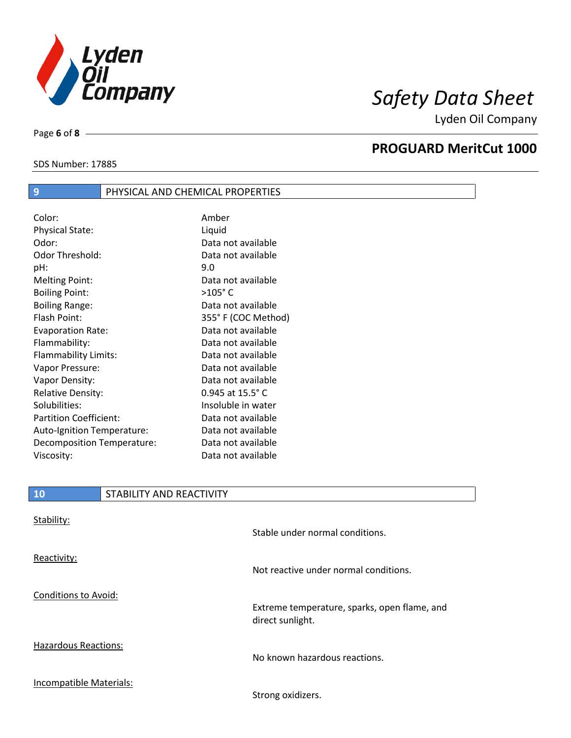## 9 PHYSICAL AND CHEMICAL PROPERTIES

| Property | Value |
|---|---|
| Color: | Amber |
| Physical State: | Liquid |
| Odor: | Data not available |
| Odor Threshold: | Data not available |
| pH: | 9.0 |
| Melting Point: | Data not available |
| Boiling Point: | >105° C |
| Boiling Range: | Data not available |
| Flash Point: | 355° F (COC Method) |
| Evaporation Rate: | Data not available |
| Flammability: | Data not available |
| Flammability Limits: | Data not available |
| Vapor Pressure: | Data not available |
| Vapor Density: | Data not available |
| Relative Density: | 0.945 at 15.5° C |
| Solubilities: | Insoluble in water |
| Partition Coefficient: | Data not available |
| Auto-Ignition Temperature: | Data not available |
| Decomposition Temperature: | Data not available |
| Viscosity: | Data not available |

## 10 STABILITY AND REACTIVITY

Stability:

Stable under normal conditions.

Reactivity:

Not reactive under normal conditions.

Conditions to Avoid:

Extreme temperature, sparks, open flame, and direct sunlight.

Hazardous Reactions:

No known hazardous reactions.

Incompatible Materials:

Strong oxidizers.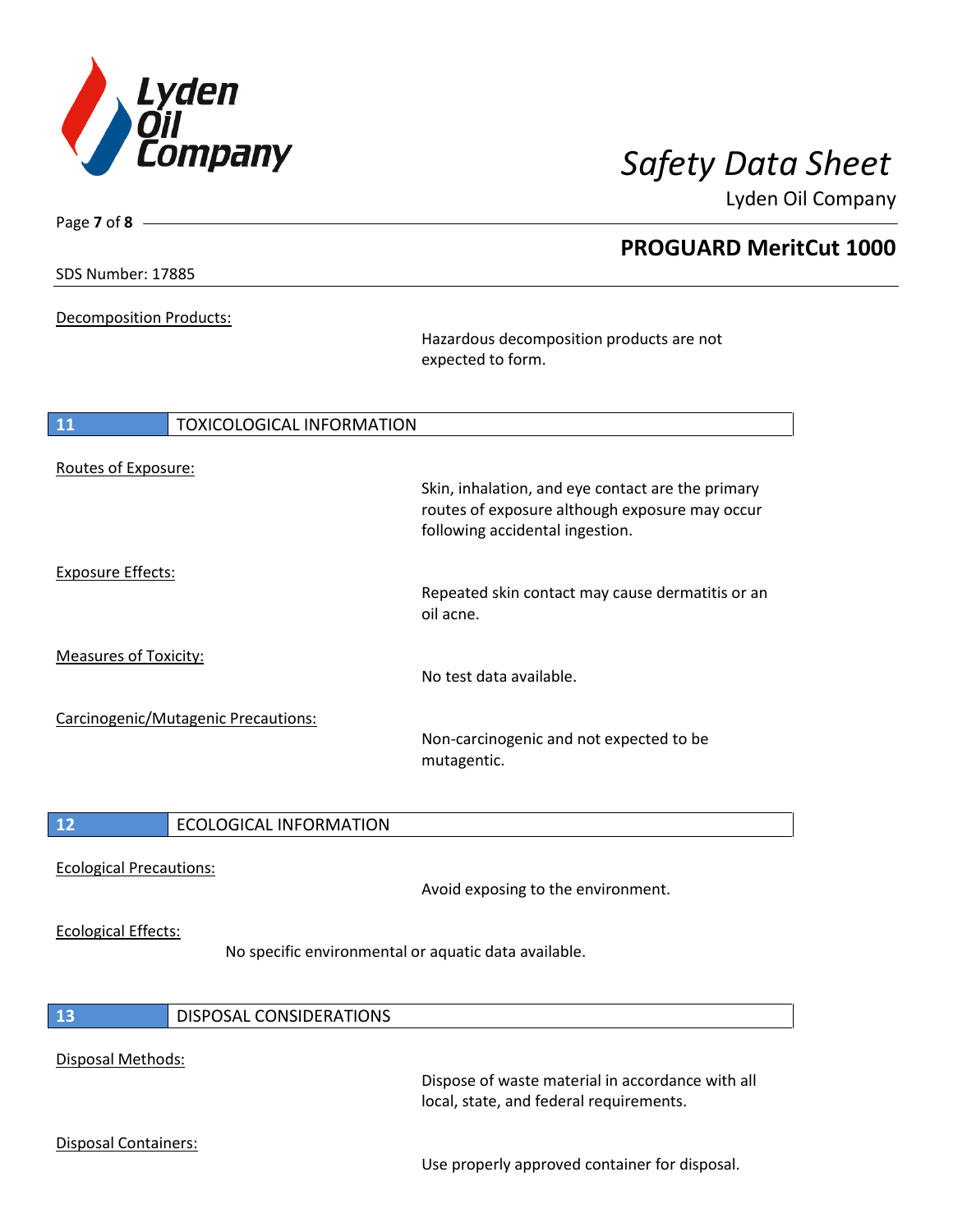Decomposition Products:

Hazardous decomposition products are not expected to form.

## 11 TOXICOLOGICAL INFORMATION

Routes of Exposure:

Skin, inhalation, and eye contact are the primary routes of exposure although exposure may occur following accidental ingestion.

Exposure Effects:

Repeated skin contact may cause dermatitis or an oil acne.

Measures of Toxicity:

No test data available.

Carcinogenic/Mutagenic Precautions:

Non-carcinogenic and not expected to be mutagentic.

## 12 ECOLOGICAL INFORMATION

Ecological Precautions:

Avoid exposing to the environment.

Ecological Effects:

No specific environmental or aquatic data available.

## 13 DISPOSAL CONSIDERATIONS

Disposal Methods:

Dispose of waste material in accordance with all local, state, and federal requirements.

Disposal Containers:

Use properly approved container for disposal.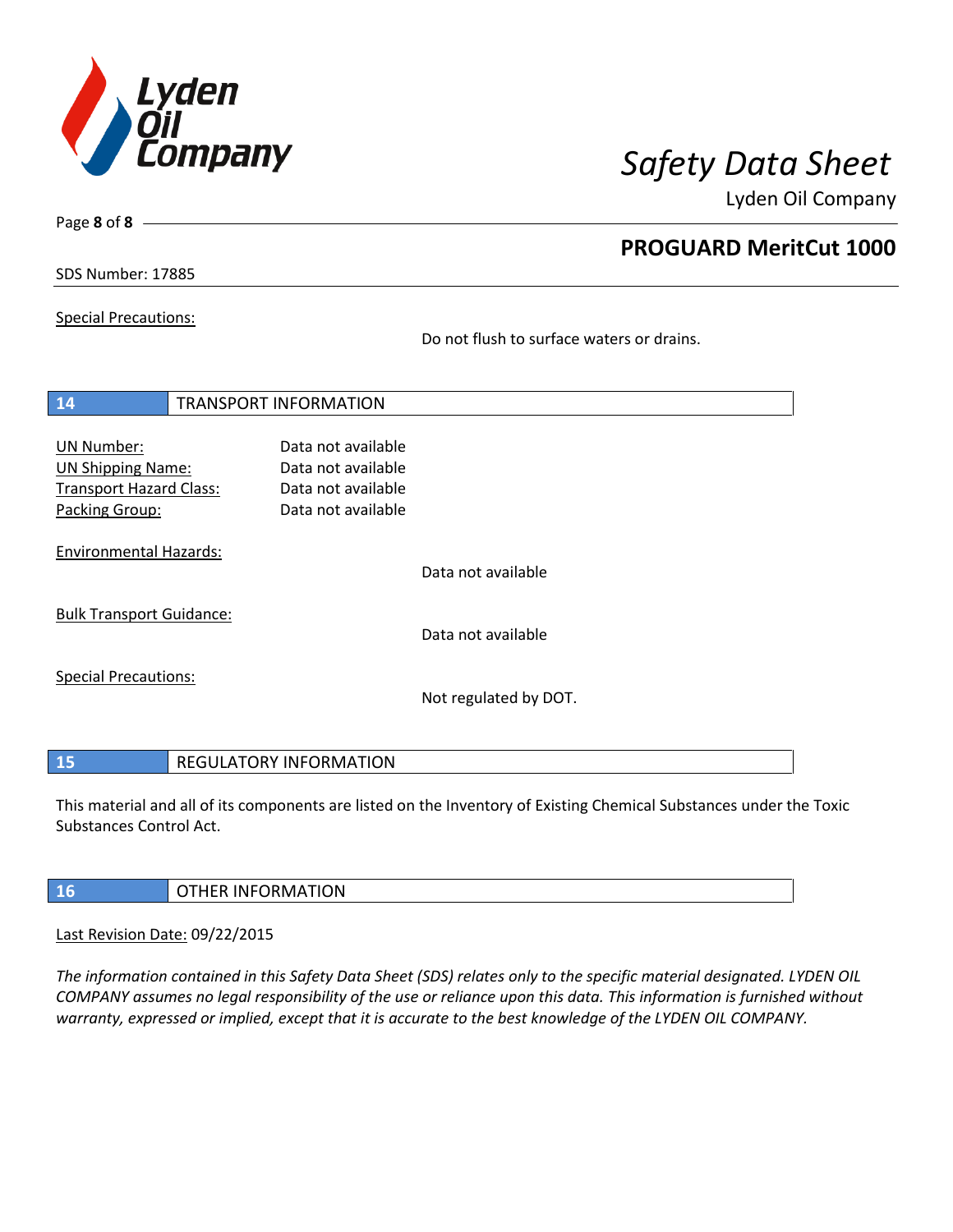Special Precautions:

Do not flush to surface waters or drains.

## 14 TRANSPORT INFORMATION

| | |
|---|---|
| UN Number: | Data not available |
| UN Shipping Name: | Data not available |
| Transport Hazard Class: | Data not available |
| Packing Group: | Data not available |

Environmental Hazards:

Data not available

Bulk Transport Guidance:

Data not available

Special Precautions:

Not regulated by DOT.

## 15 REGULATORY INFORMATION

This material and all of its components are listed on the Inventory of Existing Chemical Substances under the Toxic Substances Control Act.

## 16 OTHER INFORMATION

Last Revision Date: 09/22/2015

*The information contained in this Safety Data Sheet (SDS) relates only to the specific material designated. LYDEN OIL COMPANY assumes no legal responsibility of the use or reliance upon this data. This information is furnished without warranty, expressed or implied, except that it is accurate to the best knowledge of the LYDEN OIL COMPANY.*